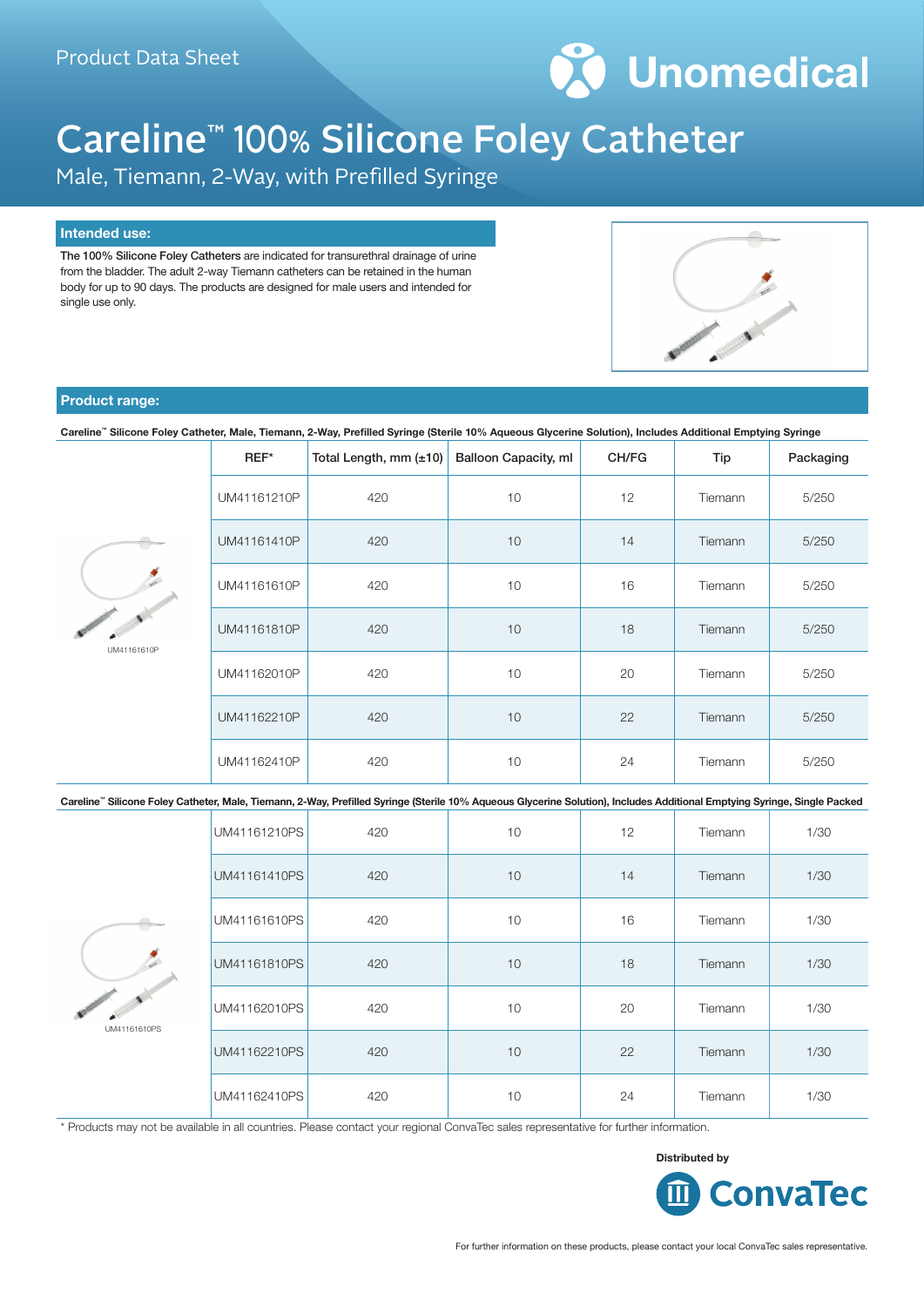Product Data Sheet

Unomedical

# Careline™ 100% Silicone Foley Catheter

Male, Tiemann, 2-Way, with Prefilled Syringe

## Intended use:

**The 100% Silicone Foley Catheters** are indicated for transurethral drainage of urine from the bladder. The adult 2-way Tiemann catheters can be retained in the human body for up to 90 days. The products are designed for male users and intended for single use only.

## Product range:

**Careline™ Silicone Foley Catheter, Male, Tiemann, 2-Way, Prefilled Syringe (Sterile 10% Aqueous Glycerine Solution), Includes Additional Emptying Syringe**

UM41161610P

| REF* | Total Length, mm (±10) | Balloon Capacity, ml | CH/FG | Tip | Packaging |
|---|---|---|---|---|---|
| UM41161210P | 420 | 10 | 12 | Tiemann | 5/250 |
| UM41161410P | 420 | 10 | 14 | Tiemann | 5/250 |
| UM41161610P | 420 | 10 | 16 | Tiemann | 5/250 |
| UM41161810P | 420 | 10 | 18 | Tiemann | 5/250 |
| UM41162010P | 420 | 10 | 20 | Tiemann | 5/250 |
| UM41162210P | 420 | 10 | 22 | Tiemann | 5/250 |
| UM41162410P | 420 | 10 | 24 | Tiemann | 5/250 |

**Careline™ Silicone Foley Catheter, Male, Tiemann, 2-Way, Prefilled Syringe (Sterile 10% Aqueous Glycerine Solution), Includes Additional Emptying Syringe, Single Packed**

UM41161610PS

| REF* | Total Length, mm (±10) | Balloon Capacity, ml | CH/FG | Tip | Packaging |
|---|---|---|---|---|---|
| UM41161210PS | 420 | 10 | 12 | Tiemann | 1/30 |
| UM41161410PS | 420 | 10 | 14 | Tiemann | 1/30 |
| UM41161610PS | 420 | 10 | 16 | Tiemann | 1/30 |
| UM41161810PS | 420 | 10 | 18 | Tiemann | 1/30 |
| UM41162010PS | 420 | 10 | 20 | Tiemann | 1/30 |
| UM41162210PS | 420 | 10 | 22 | Tiemann | 1/30 |
| UM41162410PS | 420 | 10 | 24 | Tiemann | 1/30 |

\* Products may not be available in all countries. Please contact your regional ConvaTec sales representative for further information.

**Distributed by**

ConvaTec

For further information on these products, please contact your local ConvaTec sales representative.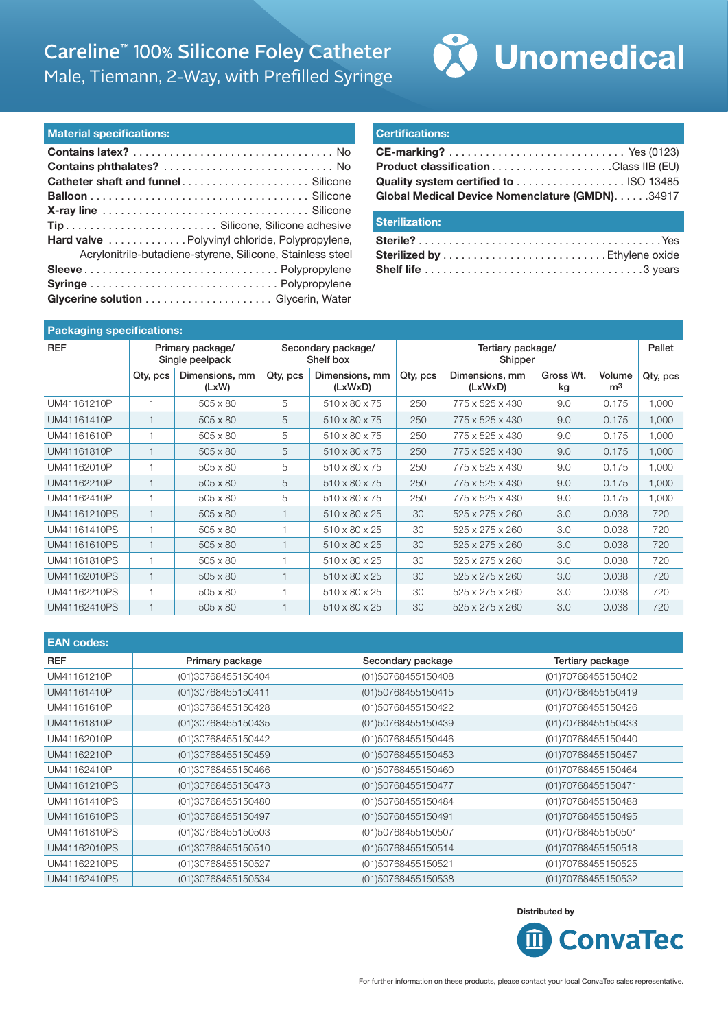# Careline™ 100% Silicone Foley Catheter

Male, Tiemann, 2-Way, with Prefilled Syringe

Unomedical

## Material specifications:

**Contains latex?** ........ No
**Contains phthalates?** ........ No
**Catheter shaft and funnel** ........ Silicone
**Balloon** ........ Silicone
**X-ray line** ........ Silicone
**Tip** ........ Silicone, Silicone adhesive
**Hard valve** ........ Polyvinyl chloride, Polypropylene, Acrylonitrile-butadiene-styrene, Silicone, Stainless steel
**Sleeve** ........ Polypropylene
**Syringe** ........ Polypropylene
**Glycerine solution** ........ Glycerin, Water

## Certifications:

**CE-marking?** ........ Yes (0123)
**Product classification** ........ Class IIB (EU)
**Quality system certified to** ........ ISO 13485
**Global Medical Device Nomenclature (GMDN)** ........ 34917

## Sterilization:

**Sterile?** ........ Yes
**Sterilized by** ........ Ethylene oxide
**Shelf life** ........ 3 years

## Packaging specifications:

| REF | Primary package/ Single peelpack | | Secondary package/ Shelf box | | Tertiary package/ Shipper | | | | Pallet |
|---|---|---|---|---|---|---|---|---|---|
| | Qty, pcs | Dimensions, mm (LxW) | Qty, pcs | Dimensions, mm (LxWxD) | Qty, pcs | Dimensions, mm (LxWxD) | Gross Wt. kg | Volume $m^3$ | Qty, pcs |
| UM41161210P | 1 | 505 x 80 | 5 | 510 x 80 x 75 | 250 | 775 x 525 x 430 | 9.0 | 0.175 | 1,000 |
| UM41161410P | 1 | 505 x 80 | 5 | 510 x 80 x 75 | 250 | 775 x 525 x 430 | 9.0 | 0.175 | 1,000 |
| UM41161610P | 1 | 505 x 80 | 5 | 510 x 80 x 75 | 250 | 775 x 525 x 430 | 9.0 | 0.175 | 1,000 |
| UM41161810P | 1 | 505 x 80 | 5 | 510 x 80 x 75 | 250 | 775 x 525 x 430 | 9.0 | 0.175 | 1,000 |
| UM41162010P | 1 | 505 x 80 | 5 | 510 x 80 x 75 | 250 | 775 x 525 x 430 | 9.0 | 0.175 | 1,000 |
| UM41162210P | 1 | 505 x 80 | 5 | 510 x 80 x 75 | 250 | 775 x 525 x 430 | 9.0 | 0.175 | 1,000 |
| UM41162410P | 1 | 505 x 80 | 5 | 510 x 80 x 75 | 250 | 775 x 525 x 430 | 9.0 | 0.175 | 1,000 |
| UM41161210PS | 1 | 505 x 80 | 1 | 510 x 80 x 25 | 30 | 525 x 275 x 260 | 3.0 | 0.038 | 720 |
| UM41161410PS | 1 | 505 x 80 | 1 | 510 x 80 x 25 | 30 | 525 x 275 x 260 | 3.0 | 0.038 | 720 |
| UM41161610PS | 1 | 505 x 80 | 1 | 510 x 80 x 25 | 30 | 525 x 275 x 260 | 3.0 | 0.038 | 720 |
| UM41161810PS | 1 | 505 x 80 | 1 | 510 x 80 x 25 | 30 | 525 x 275 x 260 | 3.0 | 0.038 | 720 |
| UM41162010PS | 1 | 505 x 80 | 1 | 510 x 80 x 25 | 30 | 525 x 275 x 260 | 3.0 | 0.038 | 720 |
| UM41162210PS | 1 | 505 x 80 | 1 | 510 x 80 x 25 | 30 | 525 x 275 x 260 | 3.0 | 0.038 | 720 |
| UM41162410PS | 1 | 505 x 80 | 1 | 510 x 80 x 25 | 30 | 525 x 275 x 260 | 3.0 | 0.038 | 720 |

## EAN codes:

| REF | Primary package | Secondary package | Tertiary package |
|---|---|---|---|
| UM41161210P | (01)30768455150404 | (01)50768455150408 | (01)70768455150402 |
| UM41161410P | (01)30768455150411 | (01)50768455150415 | (01)70768455150419 |
| UM41161610P | (01)30768455150428 | (01)50768455150422 | (01)70768455150426 |
| UM41161810P | (01)30768455150435 | (01)50768455150439 | (01)70768455150433 |
| UM41162010P | (01)30768455150442 | (01)50768455150446 | (01)70768455150440 |
| UM41162210P | (01)30768455150459 | (01)50768455150453 | (01)70768455150457 |
| UM41162410P | (01)30768455150466 | (01)50768455150460 | (01)70768455150464 |
| UM41161210PS | (01)30768455150473 | (01)50768455150477 | (01)70768455150471 |
| UM41161410PS | (01)30768455150480 | (01)50768455150484 | (01)70768455150488 |
| UM41161610PS | (01)30768455150497 | (01)50768455150491 | (01)70768455150495 |
| UM41161810PS | (01)30768455150503 | (01)50768455150507 | (01)70768455150501 |
| UM41162010PS | (01)30768455150510 | (01)50768455150514 | (01)70768455150518 |
| UM41162210PS | (01)30768455150527 | (01)50768455150521 | (01)70768455150525 |
| UM41162410PS | (01)30768455150534 | (01)50768455150538 | (01)70768455150532 |

Distributed by

ConvaTec

For further information on these products, please contact your local ConvaTec sales representative.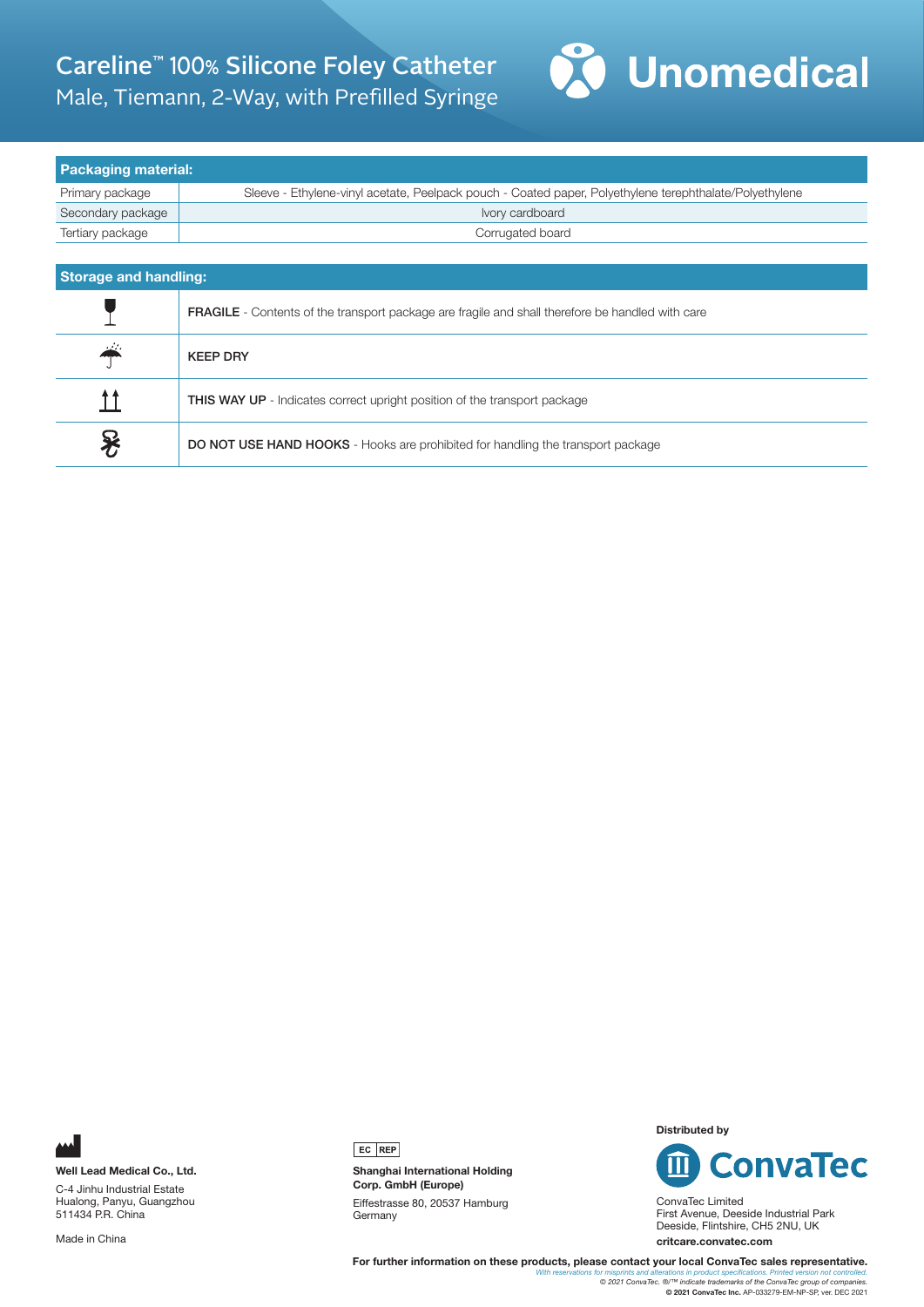# Careline™ 100% Silicone Foley Catheter
## Male, Tiemann, 2-Way, with Prefilled Syringe

Unomedical

| Packaging material: | |
|---|---|
| Primary package | Sleeve - Ethylene-vinyl acetate, Peelpack pouch - Coated paper, Polyethylene terephthalate/Polyethylene |
| Secondary package | Ivory cardboard |
| Tertiary package | Corrugated board |

| Storage and handling: | |
|---|---|
| | **FRAGILE** - Contents of the transport package are fragile and shall therefore be handled with care |
| | **KEEP DRY** |
| | **THIS WAY UP** - Indicates correct upright position of the transport package |
| | **DO NOT USE HAND HOOKS** - Hooks are prohibited for handling the transport package |

**Well Lead Medical Co., Ltd.**
C-4 Jinhu Industrial Estate
Hualong, Panyu, Guangzhou
511434 P.R. China

Made in China

EC REP

**Shanghai International Holding Corp. GmbH (Europe)**
Eiffestrasse 80, 20537 Hamburg
Germany

**Distributed by**

ConvaTec

ConvaTec Limited
First Avenue, Deeside Industrial Park
Deeside, Flintshire, CH5 2NU, UK
**critcare.convatec.com**

**For further information on these products, please contact your local ConvaTec sales representative.**

*With reservations for misprints and alterations in product specifications. Printed version not controlled.*
*© 2021 ConvaTec. ®/™ indicate trademarks of the ConvaTec group of companies.*
**© 2021 ConvaTec Inc.** AP-033279-EM-NP-SP, ver. DEC 2021